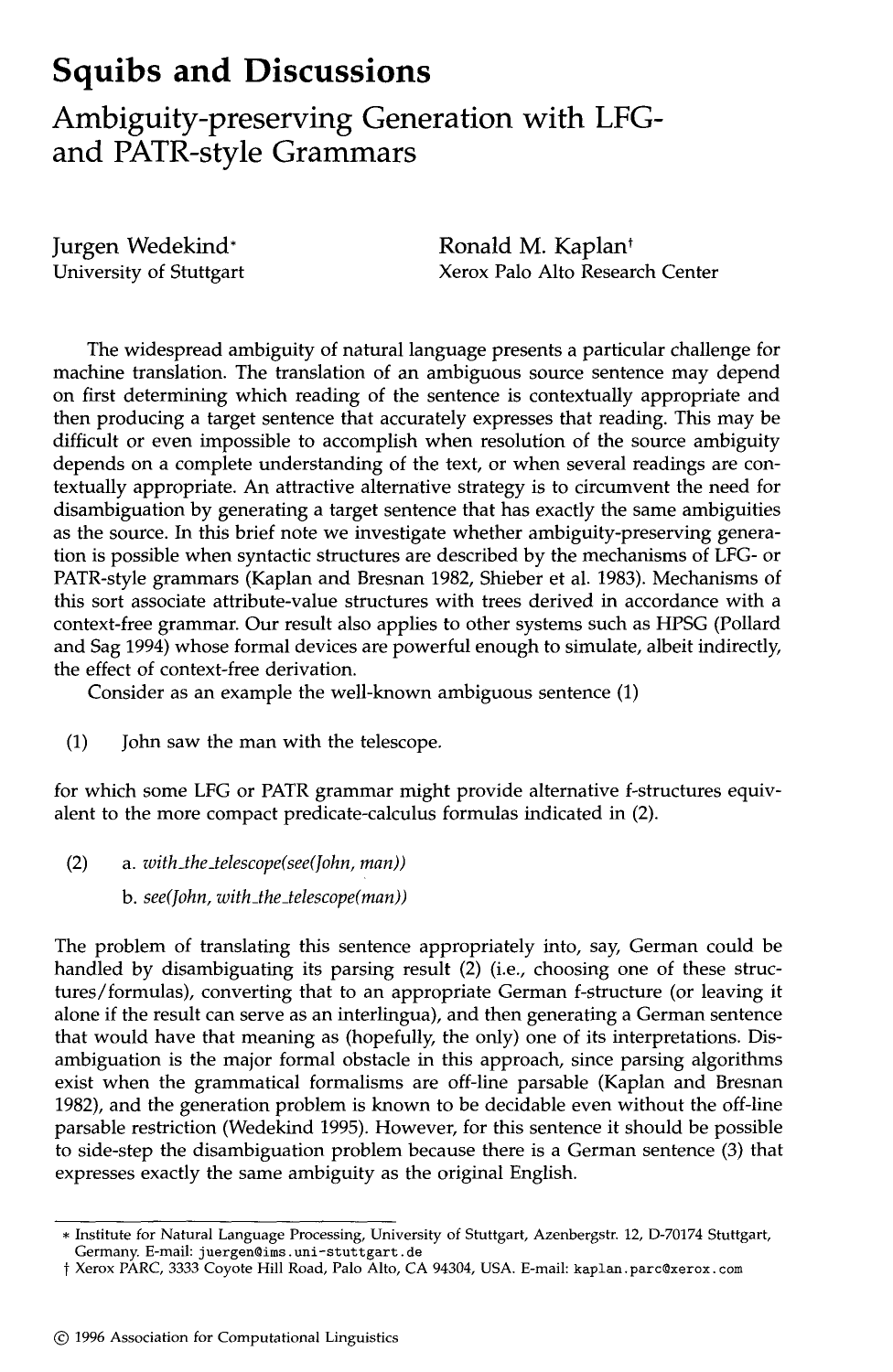# Squibs and Discussions

## Ambiguity-preserving Generation with LFG- and PATR-style Grammars

Jurgen Wedekind*
University of Stuttgart

Ronald M. Kaplan†
Xerox Palo Alto Research Center

The widespread ambiguity of natural language presents a particular challenge for machine translation. The translation of an ambiguous source sentence may depend on first determining which reading of the sentence is contextually appropriate and then producing a target sentence that accurately expresses that reading. This may be difficult or even impossible to accomplish when resolution of the source ambiguity depends on a complete understanding of the text, or when several readings are contextually appropriate. An attractive alternative strategy is to circumvent the need for disambiguation by generating a target sentence that has exactly the same ambiguities as the source. In this brief note we investigate whether ambiguity-preserving generation is possible when syntactic structures are described by the mechanisms of LFG- or PATR-style grammars (Kaplan and Bresnan 1982, Shieber et al. 1983). Mechanisms of this sort associate attribute-value structures with trees derived in accordance with a context-free grammar. Our result also applies to other systems such as HPSG (Pollard and Sag 1994) whose formal devices are powerful enough to simulate, albeit indirectly, the effect of context-free derivation.

Consider as an example the well-known ambiguous sentence (1)

(1) John saw the man with the telescope.

for which some LFG or PATR grammar might provide alternative f-structures equivalent to the more compact predicate-calculus formulas indicated in (2).

(2) a. *with_the_telescope(see(John, man))*

b. *see(John, with_the_telescope(man))*

The problem of translating this sentence appropriately into, say, German could be handled by disambiguating its parsing result (2) (i.e., choosing one of these structures/formulas), converting that to an appropriate German f-structure (or leaving it alone if the result can serve as an interlingua), and then generating a German sentence that would have that meaning as (hopefully, the only) one of its interpretations. Disambiguation is the major formal obstacle in this approach, since parsing algorithms exist when the grammatical formalisms are off-line parsable (Kaplan and Bresnan 1982), and the generation problem is known to be decidable even without the off-line parsable restriction (Wedekind 1995). However, for this sentence it should be possible to side-step the disambiguation problem because there is a German sentence (3) that expresses exactly the same ambiguity as the original English.

---

* Institute for Natural Language Processing, University of Stuttgart, Azenbergstr. 12, D-70174 Stuttgart, Germany. E-mail: juergen@ims.uni-stuttgart.de

† Xerox PARC, 3333 Coyote Hill Road, Palo Alto, CA 94304, USA. E-mail: kaplan.parc@xerox.com

© 1996 Association for Computational Linguistics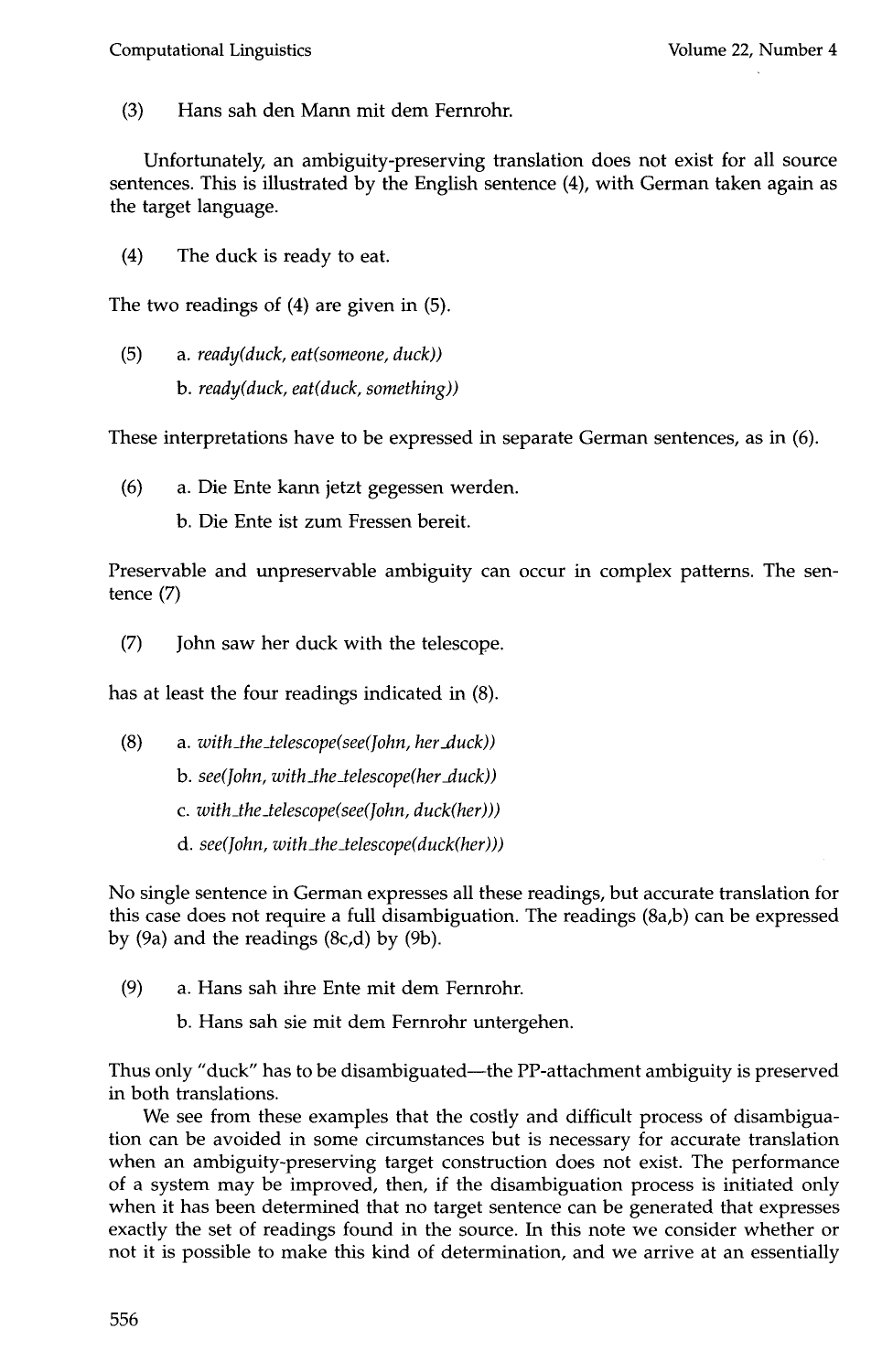(3) Hans sah den Mann mit dem Fernrohr.

Unfortunately, an ambiguity-preserving translation does not exist for all source sentences. This is illustrated by the English sentence (4), with German taken again as the target language.

(4) The duck is ready to eat.

The two readings of (4) are given in (5).

(5) a. *ready(duck, eat(someone, duck))*

b. *ready(duck, eat(duck, something))*

These interpretations have to be expressed in separate German sentences, as in (6).

(6) a. Die Ente kann jetzt gegessen werden.

b. Die Ente ist zum Fressen bereit.

Preservable and unpreservable ambiguity can occur in complex patterns. The sentence (7)

(7) John saw her duck with the telescope.

has at least the four readings indicated in (8).

(8) a. *with_the_telescope(see(John, her_duck))*

b. *see(John, with_the_telescope(her_duck))*

c. *with_the_telescope(see(John, duck(her)))*

d. *see(John, with_the_telescope(duck(her)))*

No single sentence in German expresses all these readings, but accurate translation for this case does not require a full disambiguation. The readings (8a,b) can be expressed by (9a) and the readings (8c,d) by (9b).

(9) a. Hans sah ihre Ente mit dem Fernrohr.

b. Hans sah sie mit dem Fernrohr untergehen.

Thus only "duck" has to be disambiguated—the PP-attachment ambiguity is preserved in both translations.

We see from these examples that the costly and difficult process of disambiguation can be avoided in some circumstances but is necessary for accurate translation when an ambiguity-preserving target construction does not exist. The performance of a system may be improved, then, if the disambiguation process is initiated only when it has been determined that no target sentence can be generated that expresses exactly the set of readings found in the source. In this note we consider whether or not it is possible to make this kind of determination, and we arrive at an essentially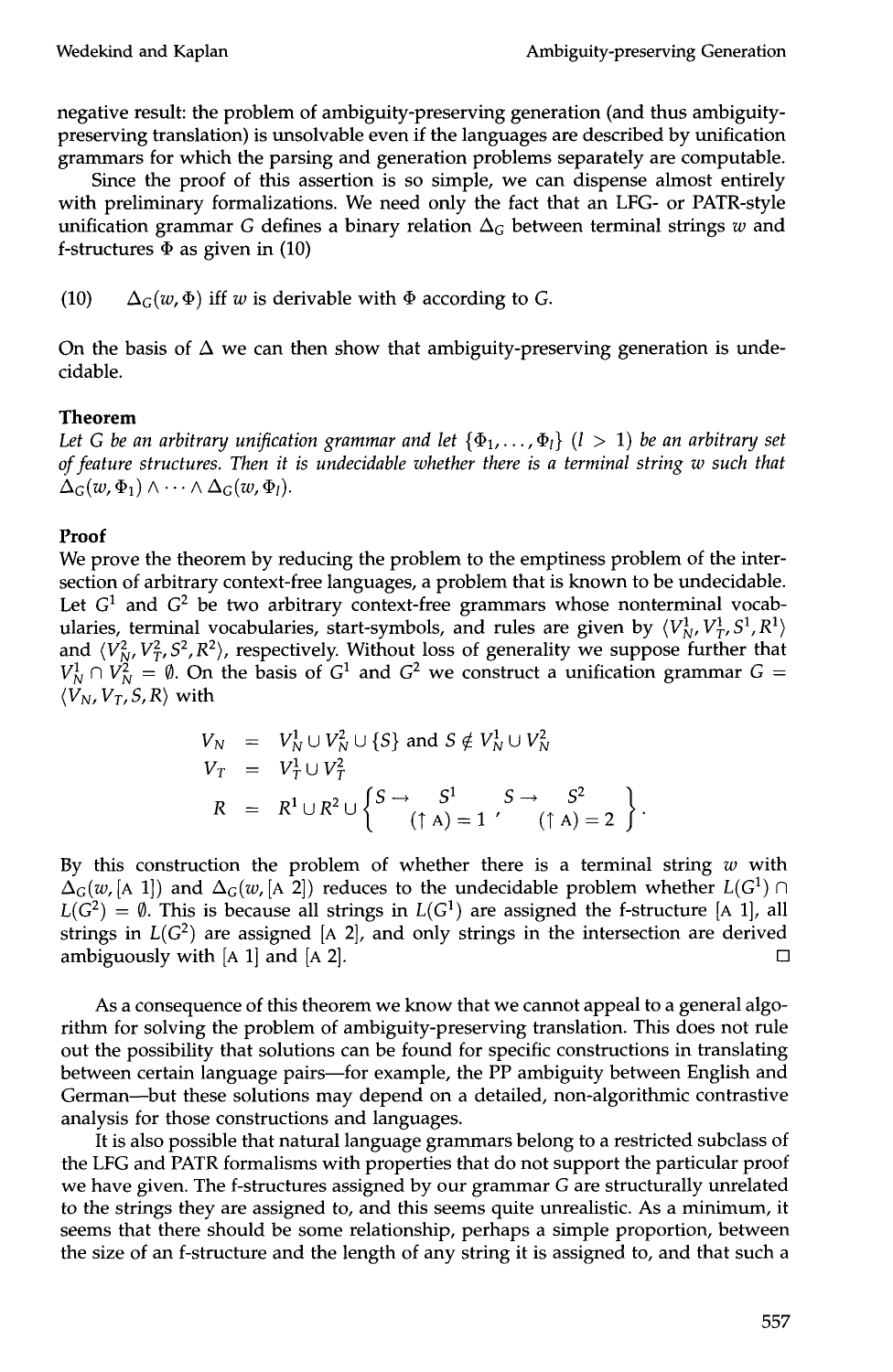negative result: the problem of ambiguity-preserving generation (and thus ambiguity-preserving translation) is unsolvable even if the languages are described by unification grammars for which the parsing and generation problems separately are computable.

Since the proof of this assertion is so simple, we can dispense almost entirely with preliminary formalizations. We need only the fact that an LFG- or PATR-style unification grammar $G$ defines a binary relation $\Delta_G$ between terminal strings $w$ and f-structures $\Phi$ as given in (10)

(10) $\Delta_G(w, \Phi)$ iff $w$ is derivable with $\Phi$ according to $G$.

On the basis of $\Delta$ we can then show that ambiguity-preserving generation is undecidable.

**Theorem**

*Let $G$ be an arbitrary unification grammar and let $\{\Phi_1, \ldots, \Phi_l\}$ ($l > 1$) be an arbitrary set of feature structures. Then it is undecidable whether there is a terminal string $w$ such that $\Delta_G(w, \Phi_1) \wedge \cdots \wedge \Delta_G(w, \Phi_l)$.*

**Proof**

We prove the theorem by reducing the problem to the emptiness problem of the intersection of arbitrary context-free languages, a problem that is known to be undecidable. Let $G^1$ and $G^2$ be two arbitrary context-free grammars whose nonterminal vocabularies, terminal vocabularies, start-symbols, and rules are given by $\langle V_N^1, V_T^1, S^1, R^1 \rangle$ and $\langle V_N^2, V_T^2, S^2, R^2 \rangle$, respectively. Without loss of generality we suppose further that $V_N^1 \cap V_N^2 = \emptyset$. On the basis of $G^1$ and $G^2$ we construct a unification grammar $G = \langle V_N, V_T, S, R \rangle$ with

$$
\begin{aligned}
V_N &= V_N^1 \cup V_N^2 \cup \{S\} \text{ and } S \notin V_N^1 \cup V_N^2 \\
V_T &= V_T^1 \cup V_T^2 \\
R &= R^1 \cup R^2 \cup \left\{ \begin{array}{c} S \rightarrow \quad S^1 \\ (\uparrow \text{A}) = 1 \end{array}, \begin{array}{c} S \rightarrow \quad S^2 \\ (\uparrow \text{A}) = 2 \end{array} \right\}.
\end{aligned}
$$

By this construction the problem of whether there is a terminal string $w$ with $\Delta_G(w, [\text{A } 1])$ and $\Delta_G(w, [\text{A } 2])$ reduces to the undecidable problem whether $L(G^1) \cap L(G^2) = \emptyset$. This is because all strings in $L(G^1)$ are assigned the f-structure [A 1], all strings in $L(G^2)$ are assigned [A 2], and only strings in the intersection are derived ambiguously with [A 1] and [A 2]. □

As a consequence of this theorem we know that we cannot appeal to a general algorithm for solving the problem of ambiguity-preserving translation. This does not rule out the possibility that solutions can be found for specific constructions in translating between certain language pairs—for example, the PP ambiguity between English and German—but these solutions may depend on a detailed, non-algorithmic contrastive analysis for those constructions and languages.

It is also possible that natural language grammars belong to a restricted subclass of the LFG and PATR formalisms with properties that do not support the particular proof we have given. The f-structures assigned by our grammar $G$ are structurally unrelated to the strings they are assigned to, and this seems quite unrealistic. As a minimum, it seems that there should be some relationship, perhaps a simple proportion, between the size of an f-structure and the length of any string it is assigned to, and that such a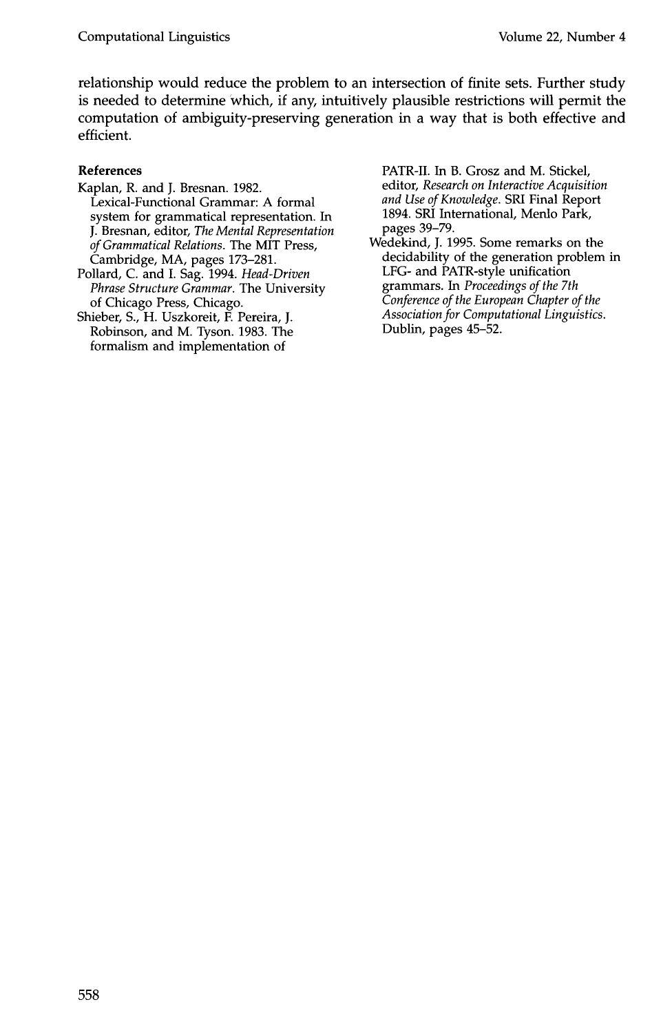relationship would reduce the problem to an intersection of finite sets. Further study is needed to determine which, if any, intuitively plausible restrictions will permit the computation of ambiguity-preserving generation in a way that is both effective and efficient.

## References

Kaplan, R. and J. Bresnan. 1982. Lexical-Functional Grammar: A formal system for grammatical representation. In J. Bresnan, editor, *The Mental Representation of Grammatical Relations*. The MIT Press, Cambridge, MA, pages 173–281.

Pollard, C. and I. Sag. 1994. *Head-Driven Phrase Structure Grammar*. The University of Chicago Press, Chicago.

Shieber, S., H. Uszkoreit, F. Pereira, J. Robinson, and M. Tyson. 1983. The formalism and implementation of PATR-II. In B. Grosz and M. Stickel, editor, *Research on Interactive Acquisition and Use of Knowledge*. SRI Final Report 1894. SRI International, Menlo Park, pages 39–79.

Wedekind, J. 1995. Some remarks on the decidability of the generation problem in LFG- and PATR-style unification grammars. In *Proceedings of the 7th Conference of the European Chapter of the Association for Computational Linguistics*. Dublin, pages 45–52.